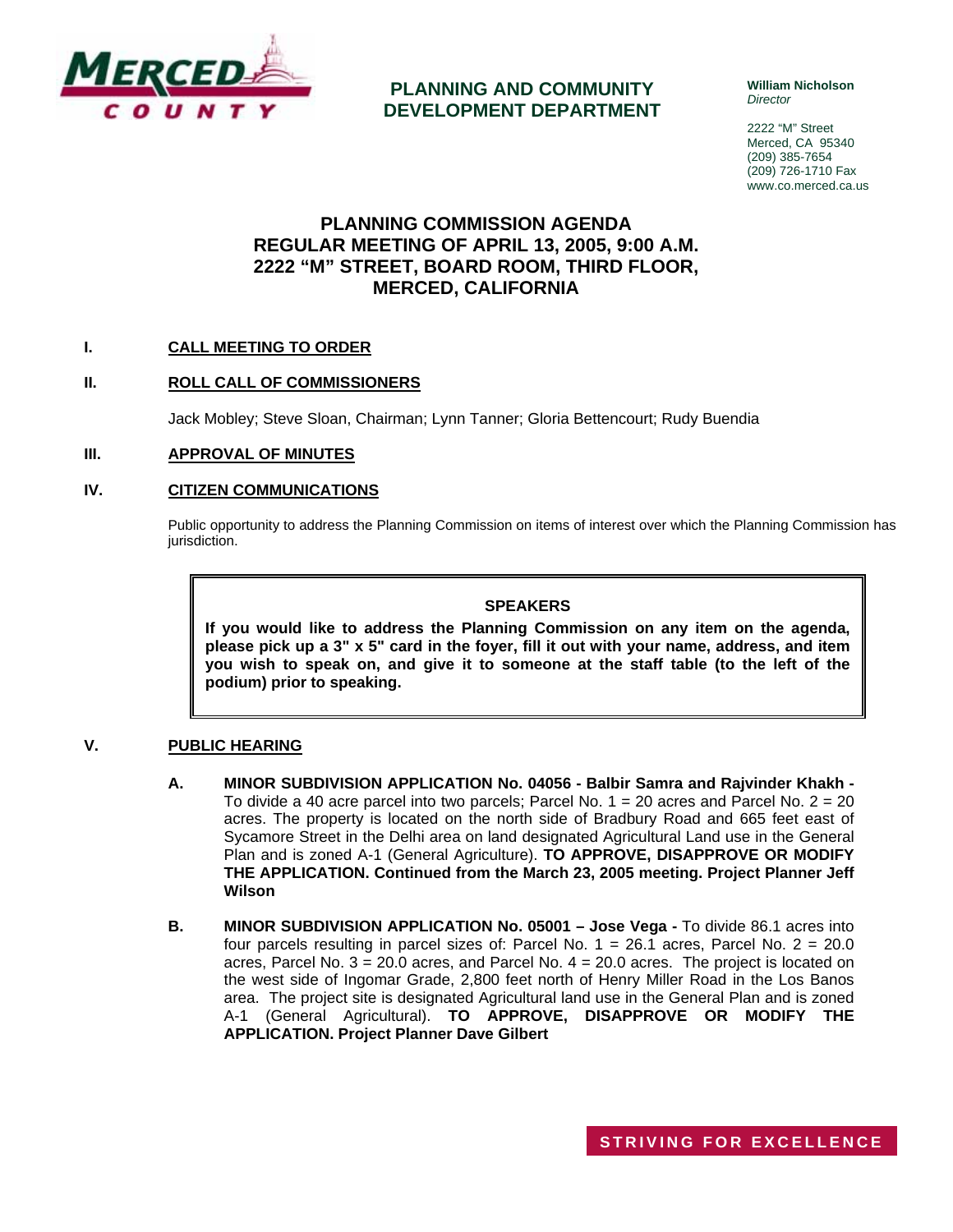**MERCED COUNTY**

**PLANNING AND COMMUNITY DEVELOPMENT DEPARTMENT**

**William Nicholson**
*Director*

2222 "M" Street
Merced, CA 95340
(209) 385-7654
(209) 726-1710 Fax
www.co.merced.ca.us

# PLANNING COMMISSION AGENDA
# REGULAR MEETING OF APRIL 13, 2005, 9:00 A.M.
# 2222 "M" STREET, BOARD ROOM, THIRD FLOOR, MERCED, CALIFORNIA

**I. CALL MEETING TO ORDER**

**II. ROLL CALL OF COMMISSIONERS**

Jack Mobley; Steve Sloan, Chairman; Lynn Tanner; Gloria Bettencourt; Rudy Buendia

**III. APPROVAL OF MINUTES**

**IV. CITIZEN COMMUNICATIONS**

Public opportunity to address the Planning Commission on items of interest over which the Planning Commission has jurisdiction.

> **SPEAKERS**
>
> **If you would like to address the Planning Commission on any item on the agenda, please pick up a 3" x 5" card in the foyer, fill it out with your name, address, and item you wish to speak on, and give it to someone at the staff table (to the left of the podium) prior to speaking.**

**V. PUBLIC HEARING**

**A. MINOR SUBDIVISION APPLICATION No. 04056 - Balbir Samra and Rajvinder Khakh -** To divide a 40 acre parcel into two parcels; Parcel No. 1 = 20 acres and Parcel No. 2 = 20 acres. The property is located on the north side of Bradbury Road and 665 feet east of Sycamore Street in the Delhi area on land designated Agricultural Land use in the General Plan and is zoned A-1 (General Agriculture). **TO APPROVE, DISAPPROVE OR MODIFY THE APPLICATION. Continued from the March 23, 2005 meeting. Project Planner Jeff Wilson**

**B. MINOR SUBDIVISION APPLICATION No. 05001 – Jose Vega -** To divide 86.1 acres into four parcels resulting in parcel sizes of: Parcel No. 1 = 26.1 acres, Parcel No. 2 = 20.0 acres, Parcel No. 3 = 20.0 acres, and Parcel No. 4 = 20.0 acres. The project is located on the west side of Ingomar Grade, 2,800 feet north of Henry Miller Road in the Los Banos area. The project site is designated Agricultural land use in the General Plan and is zoned A-1 (General Agricultural). **TO APPROVE, DISAPPROVE OR MODIFY THE APPLICATION. Project Planner Dave Gilbert**

**STRIVING FOR EXCELLENCE**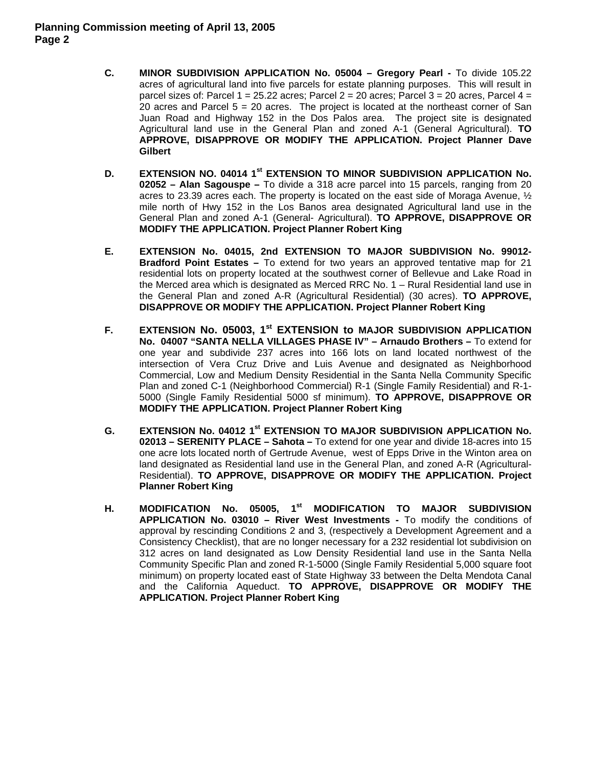**C. MINOR SUBDIVISION APPLICATION No. 05004 – Gregory Pearl -** To divide 105.22 acres of agricultural land into five parcels for estate planning purposes. This will result in parcel sizes of: Parcel 1 = 25.22 acres; Parcel 2 = 20 acres; Parcel 3 = 20 acres, Parcel 4 = 20 acres and Parcel 5 = 20 acres. The project is located at the northeast corner of San Juan Road and Highway 152 in the Dos Palos area. The project site is designated Agricultural land use in the General Plan and zoned A-1 (General Agricultural). **TO APPROVE, DISAPPROVE OR MODIFY THE APPLICATION. Project Planner Dave Gilbert**

**D. EXTENSION NO. 04014 1st EXTENSION TO MINOR SUBDIVISION APPLICATION No. 02052 – Alan Sagouspe –** To divide a 318 acre parcel into 15 parcels, ranging from 20 acres to 23.39 acres each. The property is located on the east side of Moraga Avenue, ½ mile north of Hwy 152 in the Los Banos area designated Agricultural land use in the General Plan and zoned A-1 (General- Agricultural). **TO APPROVE, DISAPPROVE OR MODIFY THE APPLICATION. Project Planner Robert King**

**E. EXTENSION No. 04015, 2nd EXTENSION TO MAJOR SUBDIVISION No. 99012- Bradford Point Estates –** To extend for two years an approved tentative map for 21 residential lots on property located at the southwest corner of Bellevue and Lake Road in the Merced area which is designated as Merced RRC No. 1 – Rural Residential land use in the General Plan and zoned A-R (Agricultural Residential) (30 acres). **TO APPROVE, DISAPPROVE OR MODIFY THE APPLICATION. Project Planner Robert King**

**F. EXTENSION No. 05003, 1st EXTENSION to MAJOR SUBDIVISION APPLICATION No. 04007 "SANTA NELLA VILLAGES PHASE IV" – Arnaudo Brothers –** To extend for one year and subdivide 237 acres into 166 lots on land located northwest of the intersection of Vera Cruz Drive and Luis Avenue and designated as Neighborhood Commercial, Low and Medium Density Residential in the Santa Nella Community Specific Plan and zoned C-1 (Neighborhood Commercial) R-1 (Single Family Residential) and R-1-5000 (Single Family Residential 5000 sf minimum). **TO APPROVE, DISAPPROVE OR MODIFY THE APPLICATION. Project Planner Robert King**

**G. EXTENSION No. 04012 1st EXTENSION TO MAJOR SUBDIVISION APPLICATION No. 02013 – SERENITY PLACE – Sahota –** To extend for one year and divide 18-acres into 15 one acre lots located north of Gertrude Avenue, west of Epps Drive in the Winton area on land designated as Residential land use in the General Plan, and zoned A-R (Agricultural-Residential). **TO APPROVE, DISAPPROVE OR MODIFY THE APPLICATION. Project Planner Robert King**

**H. MODIFICATION No. 05005, 1st MODIFICATION TO MAJOR SUBDIVISION APPLICATION No. 03010 – River West Investments -** To modify the conditions of approval by rescinding Conditions 2 and 3, (respectively a Development Agreement and a Consistency Checklist), that are no longer necessary for a 232 residential lot subdivision on 312 acres on land designated as Low Density Residential land use in the Santa Nella Community Specific Plan and zoned R-1-5000 (Single Family Residential 5,000 square foot minimum) on property located east of State Highway 33 between the Delta Mendota Canal and the California Aqueduct. **TO APPROVE, DISAPPROVE OR MODIFY THE APPLICATION. Project Planner Robert King**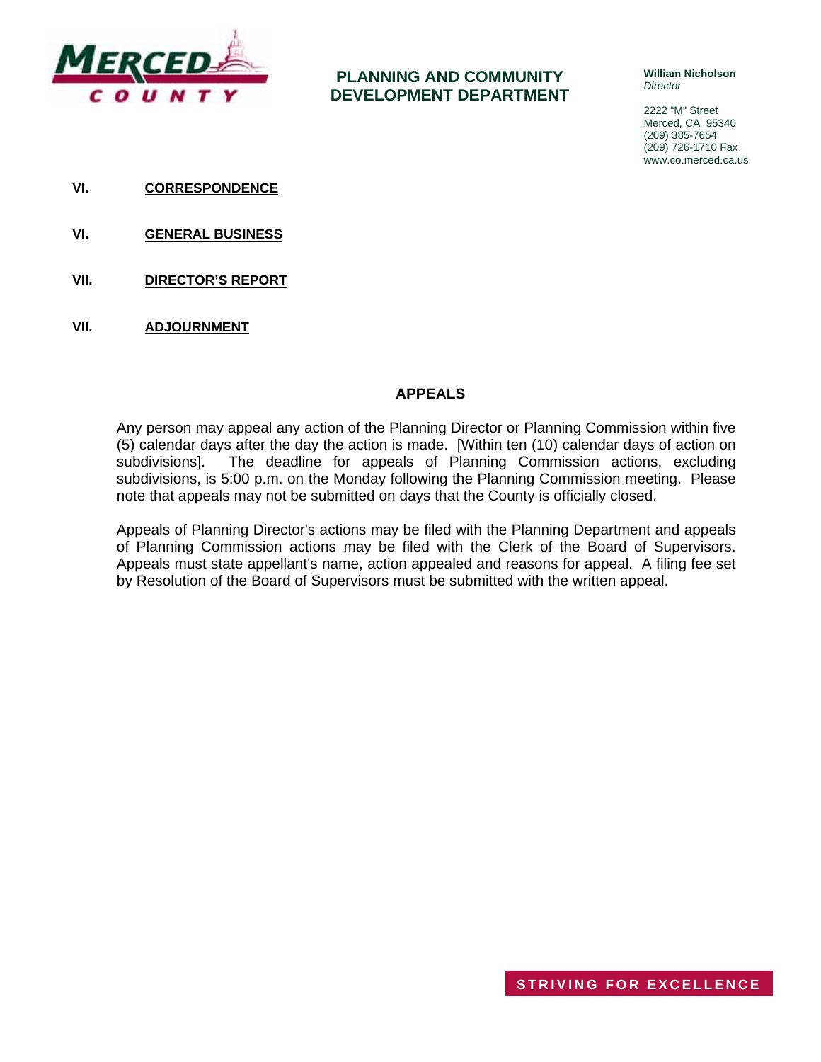**VI. CORRESPONDENCE**

**VI. GENERAL BUSINESS**

**VII. DIRECTOR'S REPORT**

**VII. ADJOURNMENT**

## APPEALS

Any person may appeal any action of the Planning Director or Planning Commission within five (5) calendar days after the day the action is made. [Within ten (10) calendar days of action on subdivisions]. The deadline for appeals of Planning Commission actions, excluding subdivisions, is 5:00 p.m. on the Monday following the Planning Commission meeting. Please note that appeals may not be submitted on days that the County is officially closed.

Appeals of Planning Director's actions may be filed with the Planning Department and appeals of Planning Commission actions may be filed with the Clerk of the Board of Supervisors. Appeals must state appellant's name, action appealed and reasons for appeal. A filing fee set by Resolution of the Board of Supervisors must be submitted with the written appeal.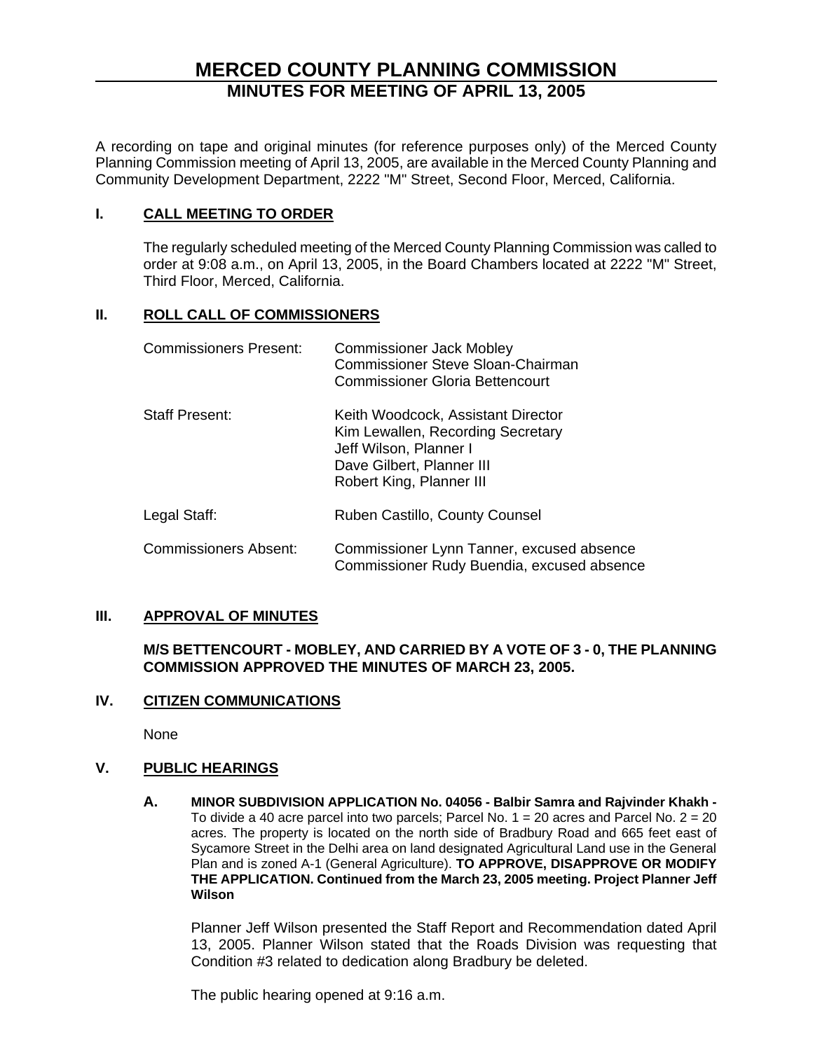# MERCED COUNTY PLANNING COMMISSION

## MINUTES FOR MEETING OF APRIL 13, 2005

A recording on tape and original minutes (for reference purposes only) of the Merced County Planning Commission meeting of April 13, 2005, are available in the Merced County Planning and Community Development Department, 2222 "M" Street, Second Floor, Merced, California.

### I. CALL MEETING TO ORDER

The regularly scheduled meeting of the Merced County Planning Commission was called to order at 9:08 a.m., on April 13, 2005, in the Board Chambers located at 2222 "M" Street, Third Floor, Merced, California.

### II. ROLL CALL OF COMMISSIONERS

| | |
|---|---|
| Commissioners Present: | Commissioner Jack Mobley<br>Commissioner Steve Sloan-Chairman<br>Commissioner Gloria Bettencourt |
| Staff Present: | Keith Woodcock, Assistant Director<br>Kim Lewallen, Recording Secretary<br>Jeff Wilson, Planner I<br>Dave Gilbert, Planner III<br>Robert King, Planner III |
| Legal Staff: | Ruben Castillo, County Counsel |
| Commissioners Absent: | Commissioner Lynn Tanner, excused absence<br>Commissioner Rudy Buendia, excused absence |

### III. APPROVAL OF MINUTES

**M/S BETTENCOURT - MOBLEY, AND CARRIED BY A VOTE OF 3 - 0, THE PLANNING COMMISSION APPROVED THE MINUTES OF MARCH 23, 2005.**

### IV. CITIZEN COMMUNICATIONS

None

### V. PUBLIC HEARINGS

**A. MINOR SUBDIVISION APPLICATION No. 04056 - Balbir Samra and Rajvinder Khakh -** To divide a 40 acre parcel into two parcels; Parcel No. 1 = 20 acres and Parcel No. 2 = 20 acres. The property is located on the north side of Bradbury Road and 665 feet east of Sycamore Street in the Delhi area on land designated Agricultural Land use in the General Plan and is zoned A-1 (General Agriculture). **TO APPROVE, DISAPPROVE OR MODIFY THE APPLICATION. Continued from the March 23, 2005 meeting. Project Planner Jeff Wilson**

Planner Jeff Wilson presented the Staff Report and Recommendation dated April 13, 2005. Planner Wilson stated that the Roads Division was requesting that Condition #3 related to dedication along Bradbury be deleted.

The public hearing opened at 9:16 a.m.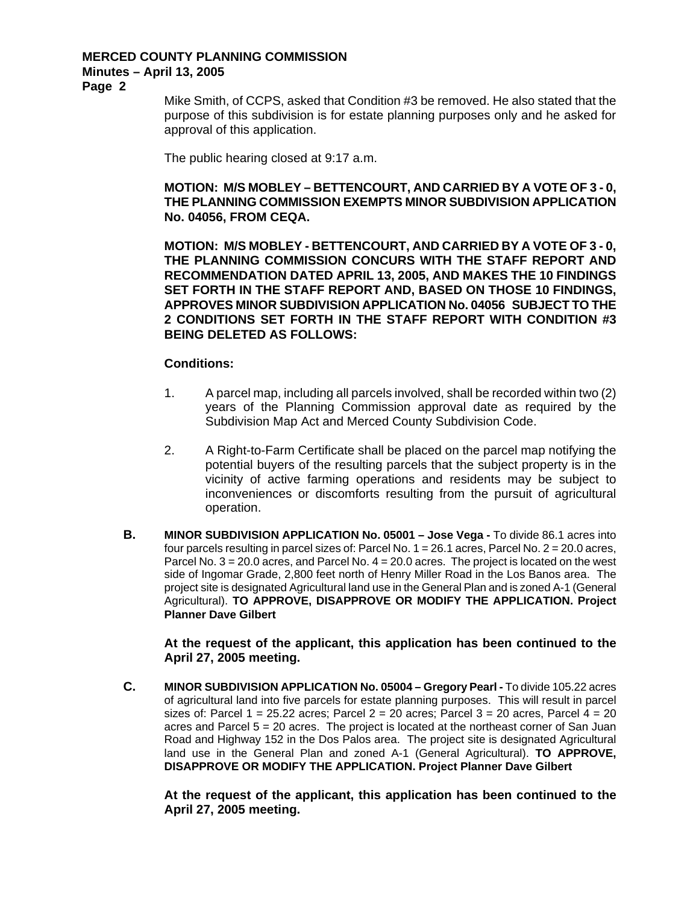Mike Smith, of CCPS, asked that Condition #3 be removed. He also stated that the purpose of this subdivision is for estate planning purposes only and he asked for approval of this application.

The public hearing closed at 9:17 a.m.

**MOTION: M/S MOBLEY – BETTENCOURT, AND CARRIED BY A VOTE OF 3 - 0, THE PLANNING COMMISSION EXEMPTS MINOR SUBDIVISION APPLICATION No. 04056, FROM CEQA.**

**MOTION: M/S MOBLEY - BETTENCOURT, AND CARRIED BY A VOTE OF 3 - 0, THE PLANNING COMMISSION CONCURS WITH THE STAFF REPORT AND RECOMMENDATION DATED APRIL 13, 2005, AND MAKES THE 10 FINDINGS SET FORTH IN THE STAFF REPORT AND, BASED ON THOSE 10 FINDINGS, APPROVES MINOR SUBDIVISION APPLICATION No. 04056 SUBJECT TO THE 2 CONDITIONS SET FORTH IN THE STAFF REPORT WITH CONDITION #3 BEING DELETED AS FOLLOWS:**

**Conditions:**

1. A parcel map, including all parcels involved, shall be recorded within two (2) years of the Planning Commission approval date as required by the Subdivision Map Act and Merced County Subdivision Code.

2. A Right-to-Farm Certificate shall be placed on the parcel map notifying the potential buyers of the resulting parcels that the subject property is in the vicinity of active farming operations and residents may be subject to inconveniences or discomforts resulting from the pursuit of agricultural operation.

**B.** **MINOR SUBDIVISION APPLICATION No. 05001 – Jose Vega -** To divide 86.1 acres into four parcels resulting in parcel sizes of: Parcel No. 1 = 26.1 acres, Parcel No. 2 = 20.0 acres, Parcel No. 3 = 20.0 acres, and Parcel No. 4 = 20.0 acres. The project is located on the west side of Ingomar Grade, 2,800 feet north of Henry Miller Road in the Los Banos area. The project site is designated Agricultural land use in the General Plan and is zoned A-1 (General Agricultural). **TO APPROVE, DISAPPROVE OR MODIFY THE APPLICATION. Project Planner Dave Gilbert**

**At the request of the applicant, this application has been continued to the April 27, 2005 meeting.**

**C.** **MINOR SUBDIVISION APPLICATION No. 05004 – Gregory Pearl -** To divide 105.22 acres of agricultural land into five parcels for estate planning purposes. This will result in parcel sizes of: Parcel 1 = 25.22 acres; Parcel 2 = 20 acres; Parcel 3 = 20 acres, Parcel 4 = 20 acres and Parcel 5 = 20 acres. The project is located at the northeast corner of San Juan Road and Highway 152 in the Dos Palos area. The project site is designated Agricultural land use in the General Plan and zoned A-1 (General Agricultural). **TO APPROVE, DISAPPROVE OR MODIFY THE APPLICATION. Project Planner Dave Gilbert**

**At the request of the applicant, this application has been continued to the April 27, 2005 meeting.**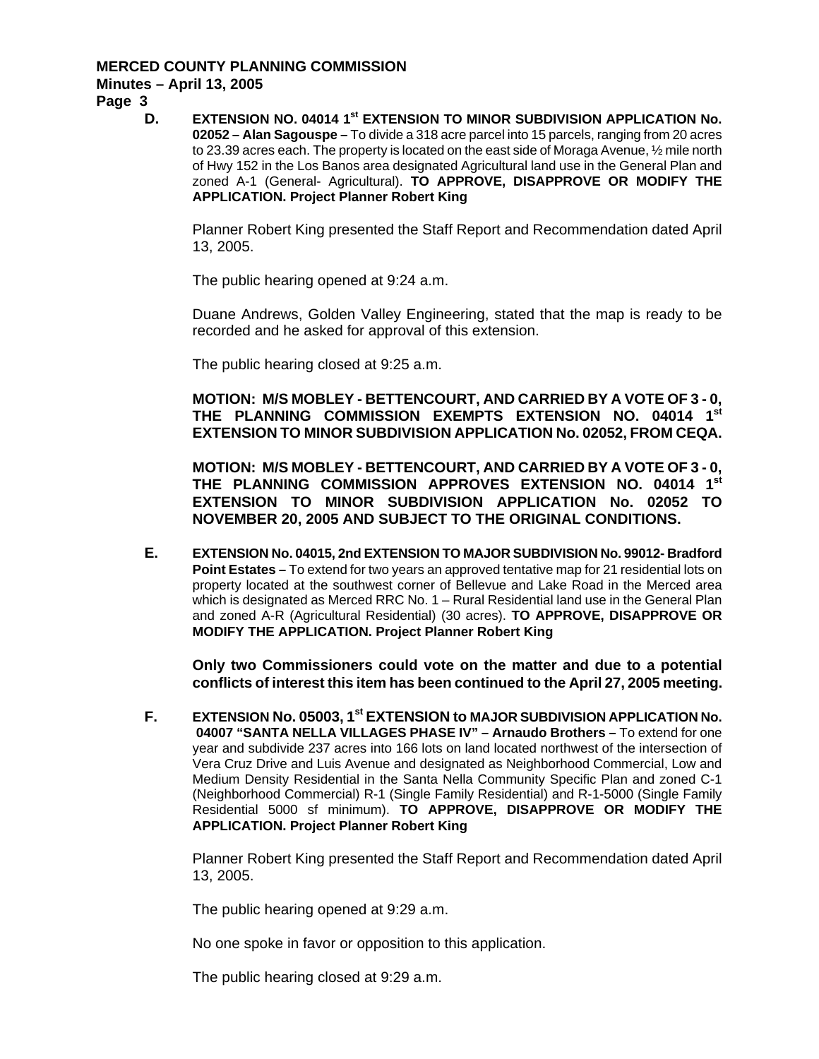**D. EXTENSION NO. 04014 1st EXTENSION TO MINOR SUBDIVISION APPLICATION No. 02052 – Alan Sagouspe –** To divide a 318 acre parcel into 15 parcels, ranging from 20 acres to 23.39 acres each. The property is located on the east side of Moraga Avenue, ½ mile north of Hwy 152 in the Los Banos area designated Agricultural land use in the General Plan and zoned A-1 (General- Agricultural). **TO APPROVE, DISAPPROVE OR MODIFY THE APPLICATION. Project Planner Robert King**

Planner Robert King presented the Staff Report and Recommendation dated April 13, 2005.

The public hearing opened at 9:24 a.m.

Duane Andrews, Golden Valley Engineering, stated that the map is ready to be recorded and he asked for approval of this extension.

The public hearing closed at 9:25 a.m.

**MOTION: M/S MOBLEY - BETTENCOURT, AND CARRIED BY A VOTE OF 3 - 0, THE PLANNING COMMISSION EXEMPTS EXTENSION NO. 04014 1st EXTENSION TO MINOR SUBDIVISION APPLICATION No. 02052, FROM CEQA.**

**MOTION: M/S MOBLEY - BETTENCOURT, AND CARRIED BY A VOTE OF 3 - 0, THE PLANNING COMMISSION APPROVES EXTENSION NO. 04014 1st EXTENSION TO MINOR SUBDIVISION APPLICATION No. 02052 TO NOVEMBER 20, 2005 AND SUBJECT TO THE ORIGINAL CONDITIONS.**

**E. EXTENSION No. 04015, 2nd EXTENSION TO MAJOR SUBDIVISION No. 99012- Bradford Point Estates –** To extend for two years an approved tentative map for 21 residential lots on property located at the southwest corner of Bellevue and Lake Road in the Merced area which is designated as Merced RRC No. 1 – Rural Residential land use in the General Plan and zoned A-R (Agricultural Residential) (30 acres). **TO APPROVE, DISAPPROVE OR MODIFY THE APPLICATION. Project Planner Robert King**

**Only two Commissioners could vote on the matter and due to a potential conflicts of interest this item has been continued to the April 27, 2005 meeting.**

**F. EXTENSION No. 05003, 1st EXTENSION to MAJOR SUBDIVISION APPLICATION No. 04007 "SANTA NELLA VILLAGES PHASE IV" – Arnaudo Brothers –** To extend for one year and subdivide 237 acres into 166 lots on land located northwest of the intersection of Vera Cruz Drive and Luis Avenue and designated as Neighborhood Commercial, Low and Medium Density Residential in the Santa Nella Community Specific Plan and zoned C-1 (Neighborhood Commercial) R-1 (Single Family Residential) and R-1-5000 (Single Family Residential 5000 sf minimum). **TO APPROVE, DISAPPROVE OR MODIFY THE APPLICATION. Project Planner Robert King**

Planner Robert King presented the Staff Report and Recommendation dated April 13, 2005.

The public hearing opened at 9:29 a.m.

No one spoke in favor or opposition to this application.

The public hearing closed at 9:29 a.m.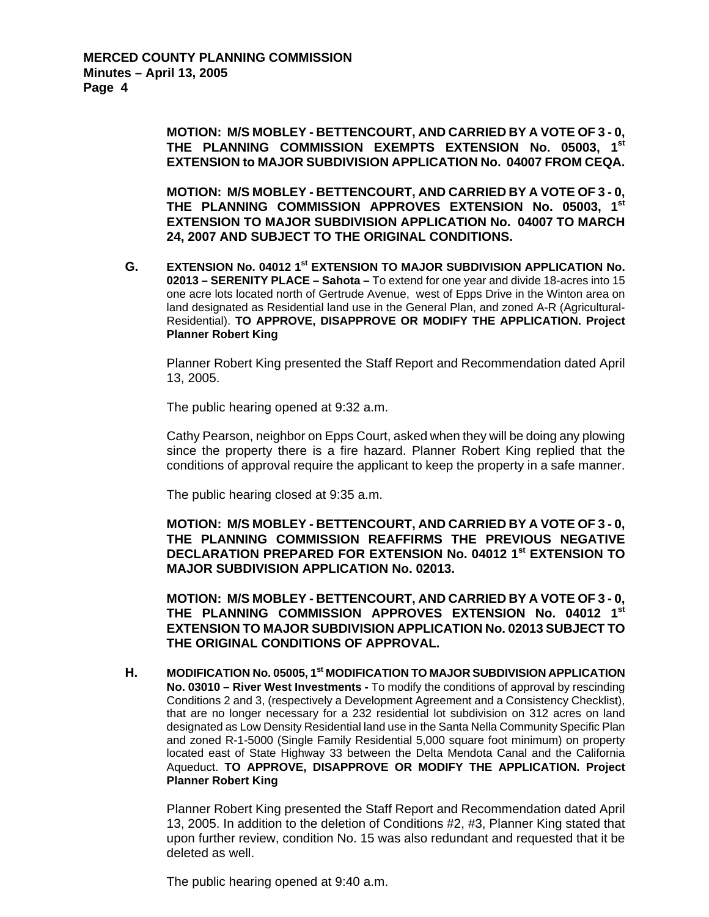**MOTION: M/S MOBLEY - BETTENCOURT, AND CARRIED BY A VOTE OF 3 - 0, THE PLANNING COMMISSION EXEMPTS EXTENSION No. 05003, 1st EXTENSION to MAJOR SUBDIVISION APPLICATION No. 04007 FROM CEQA.**

**MOTION: M/S MOBLEY - BETTENCOURT, AND CARRIED BY A VOTE OF 3 - 0, THE PLANNING COMMISSION APPROVES EXTENSION No. 05003, 1st EXTENSION TO MAJOR SUBDIVISION APPLICATION No. 04007 TO MARCH 24, 2007 AND SUBJECT TO THE ORIGINAL CONDITIONS.**

**G. EXTENSION No. 04012 1st EXTENSION TO MAJOR SUBDIVISION APPLICATION No. 02013 – SERENITY PLACE – Sahota –** To extend for one year and divide 18-acres into 15 one acre lots located north of Gertrude Avenue, west of Epps Drive in the Winton area on land designated as Residential land use in the General Plan, and zoned A-R (Agricultural-Residential). **TO APPROVE, DISAPPROVE OR MODIFY THE APPLICATION. Project Planner Robert King**

Planner Robert King presented the Staff Report and Recommendation dated April 13, 2005.

The public hearing opened at 9:32 a.m.

Cathy Pearson, neighbor on Epps Court, asked when they will be doing any plowing since the property there is a fire hazard. Planner Robert King replied that the conditions of approval require the applicant to keep the property in a safe manner.

The public hearing closed at 9:35 a.m.

**MOTION: M/S MOBLEY - BETTENCOURT, AND CARRIED BY A VOTE OF 3 - 0, THE PLANNING COMMISSION REAFFIRMS THE PREVIOUS NEGATIVE DECLARATION PREPARED FOR EXTENSION No. 04012 1st EXTENSION TO MAJOR SUBDIVISION APPLICATION No. 02013.**

**MOTION: M/S MOBLEY - BETTENCOURT, AND CARRIED BY A VOTE OF 3 - 0, THE PLANNING COMMISSION APPROVES EXTENSION No. 04012 1st EXTENSION TO MAJOR SUBDIVISION APPLICATION No. 02013 SUBJECT TO THE ORIGINAL CONDITIONS OF APPROVAL.**

**H. MODIFICATION No. 05005, 1st MODIFICATION TO MAJOR SUBDIVISION APPLICATION No. 03010 – River West Investments -** To modify the conditions of approval by rescinding Conditions 2 and 3, (respectively a Development Agreement and a Consistency Checklist), that are no longer necessary for a 232 residential lot subdivision on 312 acres on land designated as Low Density Residential land use in the Santa Nella Community Specific Plan and zoned R-1-5000 (Single Family Residential 5,000 square foot minimum) on property located east of State Highway 33 between the Delta Mendota Canal and the California Aqueduct. **TO APPROVE, DISAPPROVE OR MODIFY THE APPLICATION. Project Planner Robert King**

Planner Robert King presented the Staff Report and Recommendation dated April 13, 2005. In addition to the deletion of Conditions #2, #3, Planner King stated that upon further review, condition No. 15 was also redundant and requested that it be deleted as well.

The public hearing opened at 9:40 a.m.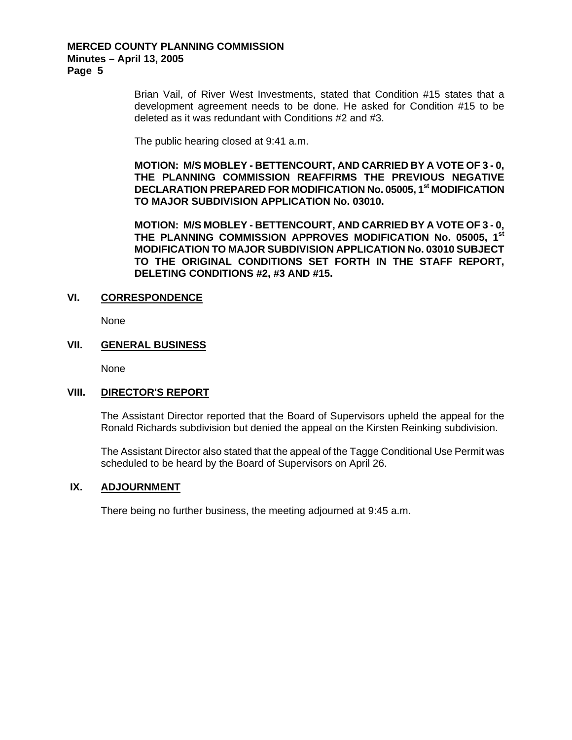Brian Vail, of River West Investments, stated that Condition #15 states that a development agreement needs to be done. He asked for Condition #15 to be deleted as it was redundant with Conditions #2 and #3.

The public hearing closed at 9:41 a.m.

**MOTION: M/S MOBLEY - BETTENCOURT, AND CARRIED BY A VOTE OF 3 - 0, THE PLANNING COMMISSION REAFFIRMS THE PREVIOUS NEGATIVE DECLARATION PREPARED FOR MODIFICATION No. 05005, 1st MODIFICATION TO MAJOR SUBDIVISION APPLICATION No. 03010.**

**MOTION: M/S MOBLEY - BETTENCOURT, AND CARRIED BY A VOTE OF 3 - 0, THE PLANNING COMMISSION APPROVES MODIFICATION No. 05005, 1st MODIFICATION TO MAJOR SUBDIVISION APPLICATION No. 03010 SUBJECT TO THE ORIGINAL CONDITIONS SET FORTH IN THE STAFF REPORT, DELETING CONDITIONS #2, #3 AND #15.**

## VI. CORRESPONDENCE

None

## VII. GENERAL BUSINESS

None

## VIII. DIRECTOR'S REPORT

The Assistant Director reported that the Board of Supervisors upheld the appeal for the Ronald Richards subdivision but denied the appeal on the Kirsten Reinking subdivision.

The Assistant Director also stated that the appeal of the Tagge Conditional Use Permit was scheduled to be heard by the Board of Supervisors on April 26.

## IX. ADJOURNMENT

There being no further business, the meeting adjourned at 9:45 a.m.